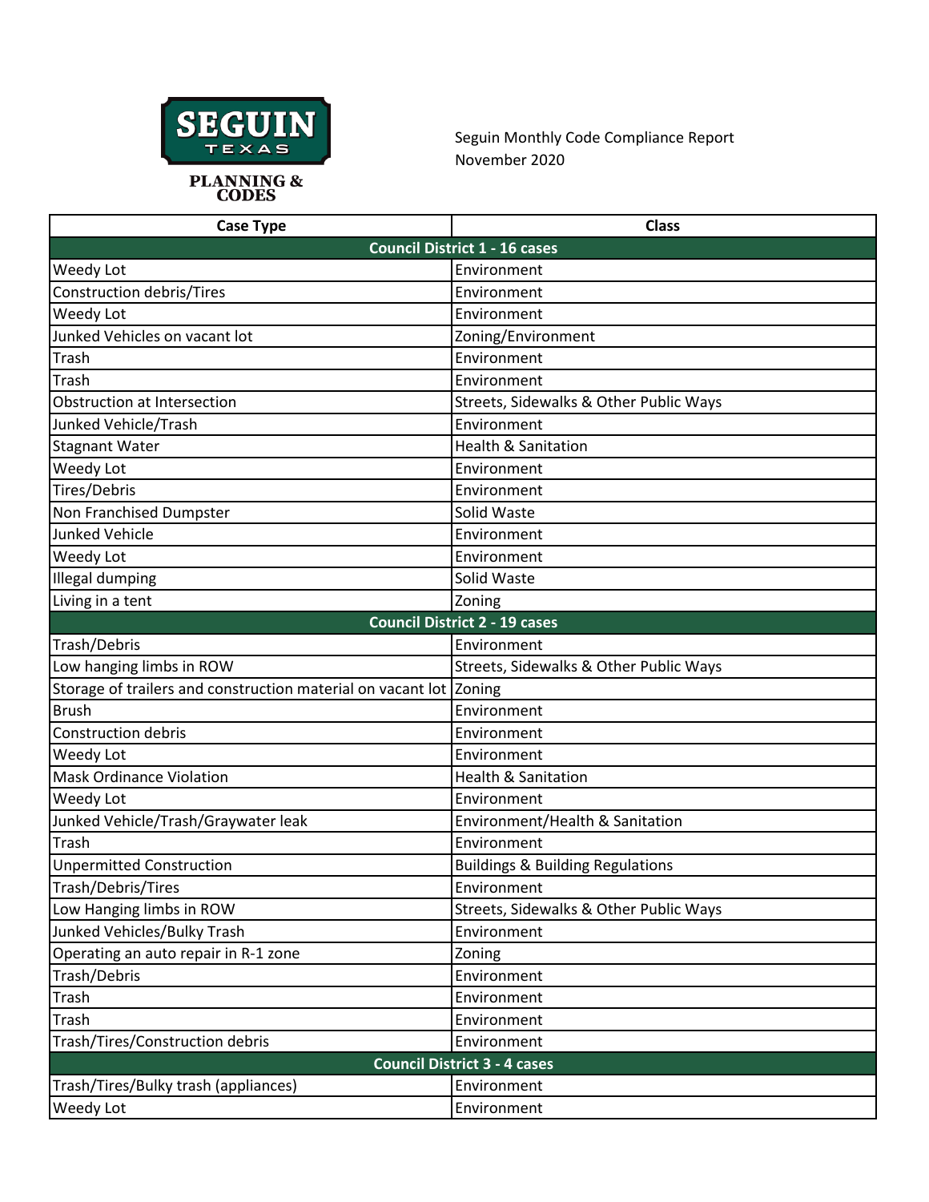SEGUIN TEXAS

PLANNING & CODES

Seguin Monthly Code Compliance Report
November 2020

| Case Type | Class |
|---|---|
| **Council District 1 - 16 cases** | |
| Weedy Lot | Environment |
| Construction debris/Tires | Environment |
| Weedy Lot | Environment |
| Junked Vehicles on vacant lot | Zoning/Environment |
| Trash | Environment |
| Trash | Environment |
| Obstruction at Intersection | Streets, Sidewalks & Other Public Ways |
| Junked Vehicle/Trash | Environment |
| Stagnant Water | Health & Sanitation |
| Weedy Lot | Environment |
| Tires/Debris | Environment |
| Non Franchised Dumpster | Solid Waste |
| Junked Vehicle | Environment |
| Weedy Lot | Environment |
| Illegal dumping | Solid Waste |
| Living in a tent | Zoning |
| **Council District 2 - 19 cases** | |
| Trash/Debris | Environment |
| Low hanging limbs in ROW | Streets, Sidewalks & Other Public Ways |
| Storage of trailers and construction material on vacant lot | Zoning |
| Brush | Environment |
| Construction debris | Environment |
| Weedy Lot | Environment |
| Mask Ordinance Violation | Health & Sanitation |
| Weedy Lot | Environment |
| Junked Vehicle/Trash/Graywater leak | Environment/Health & Sanitation |
| Trash | Environment |
| Unpermitted Construction | Buildings & Building Regulations |
| Trash/Debris/Tires | Environment |
| Low Hanging limbs in ROW | Streets, Sidewalks & Other Public Ways |
| Junked Vehicles/Bulky Trash | Environment |
| Operating an auto repair in R-1 zone | Zoning |
| Trash/Debris | Environment |
| Trash | Environment |
| Trash | Environment |
| Trash/Tires/Construction debris | Environment |
| **Council District 3 - 4 cases** | |
| Trash/Tires/Bulky trash (appliances) | Environment |
| Weedy Lot | Environment |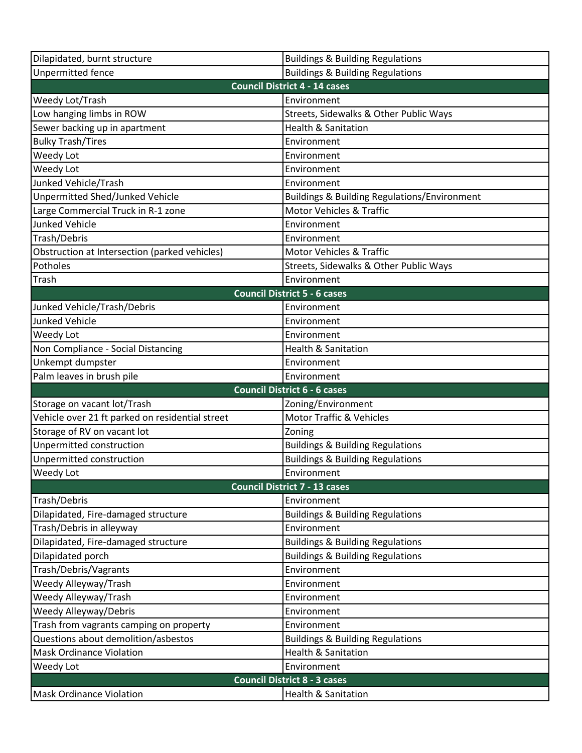| | |
|---|---|
| Dilapidated, burnt structure | Buildings & Building Regulations |
| Unpermitted fence | Buildings & Building Regulations |
| **Council District 4 - 14 cases** | |
| Weedy Lot/Trash | Environment |
| Low hanging limbs in ROW | Streets, Sidewalks & Other Public Ways |
| Sewer backing up in apartment | Health & Sanitation |
| Bulky Trash/Tires | Environment |
| Weedy Lot | Environment |
| Weedy Lot | Environment |
| Junked Vehicle/Trash | Environment |
| Unpermitted Shed/Junked Vehicle | Buildings & Building Regulations/Environment |
| Large Commercial Truck in R-1 zone | Motor Vehicles & Traffic |
| Junked Vehicle | Environment |
| Trash/Debris | Environment |
| Obstruction at Intersection (parked vehicles) | Motor Vehicles & Traffic |
| Potholes | Streets, Sidewalks & Other Public Ways |
| Trash | Environment |
| **Council District 5 - 6 cases** | |
| Junked Vehicle/Trash/Debris | Environment |
| Junked Vehicle | Environment |
| Weedy Lot | Environment |
| Non Compliance - Social Distancing | Health & Sanitation |
| Unkempt dumpster | Environment |
| Palm leaves in brush pile | Environment |
| **Council District 6 - 6 cases** | |
| Storage on vacant lot/Trash | Zoning/Environment |
| Vehicle over 21 ft parked on residential street | Motor Traffic & Vehicles |
| Storage of RV on vacant lot | Zoning |
| Unpermitted construction | Buildings & Building Regulations |
| Unpermitted construction | Buildings & Building Regulations |
| Weedy Lot | Environment |
| **Council District 7 - 13 cases** | |
| Trash/Debris | Environment |
| Dilapidated, Fire-damaged structure | Buildings & Building Regulations |
| Trash/Debris in alleyway | Environment |
| Dilapidated, Fire-damaged structure | Buildings & Building Regulations |
| Dilapidated porch | Buildings & Building Regulations |
| Trash/Debris/Vagrants | Environment |
| Weedy Alleyway/Trash | Environment |
| Weedy Alleyway/Trash | Environment |
| Weedy Alleyway/Debris | Environment |
| Trash from vagrants camping on property | Environment |
| Questions about demolition/asbestos | Buildings & Building Regulations |
| Mask Ordinance Violation | Health & Sanitation |
| Weedy Lot | Environment |
| **Council District 8 - 3 cases** | |
| Mask Ordinance Violation | Health & Sanitation |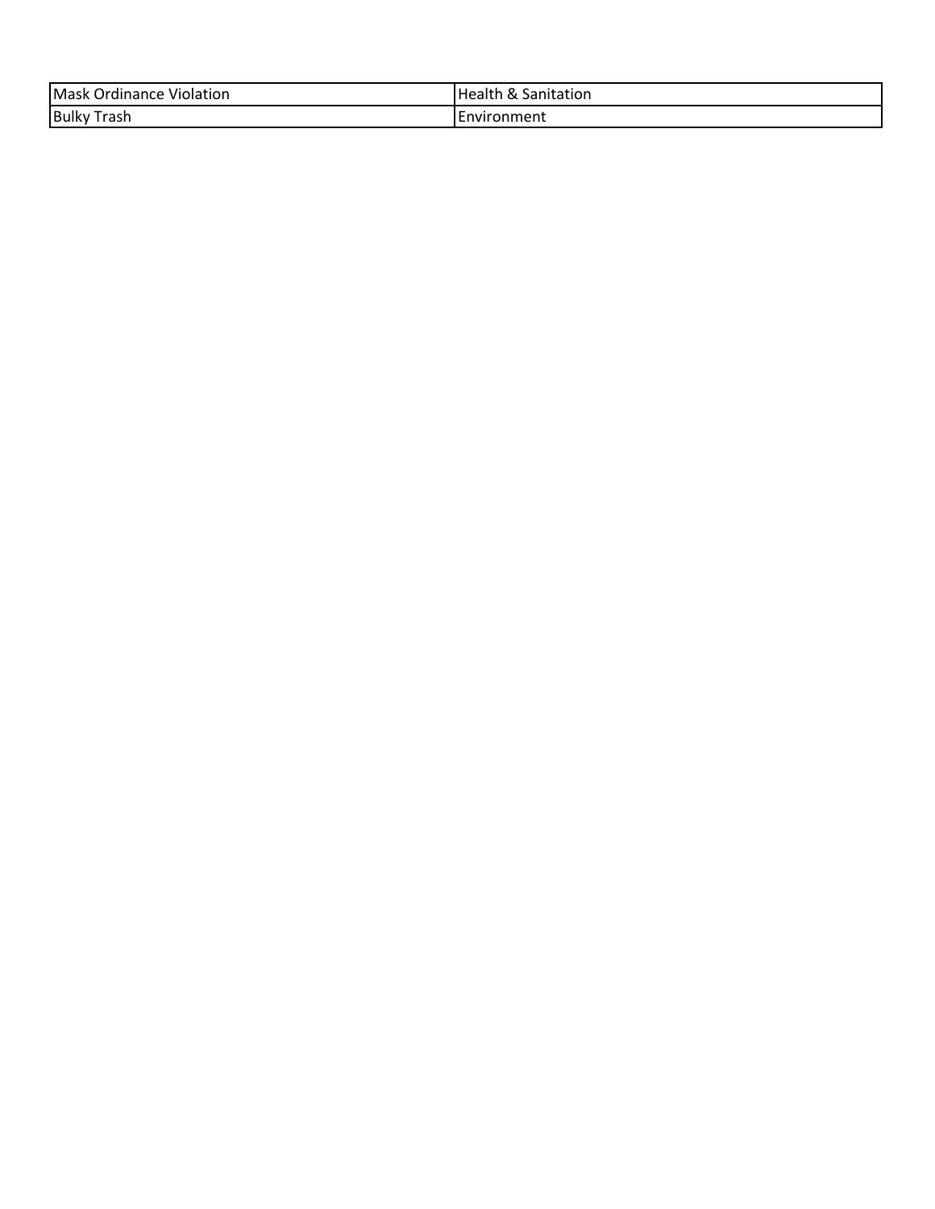| | |
|---|---|
| Mask Ordinance Violation | Health & Sanitation |
| Bulky Trash | Environment |